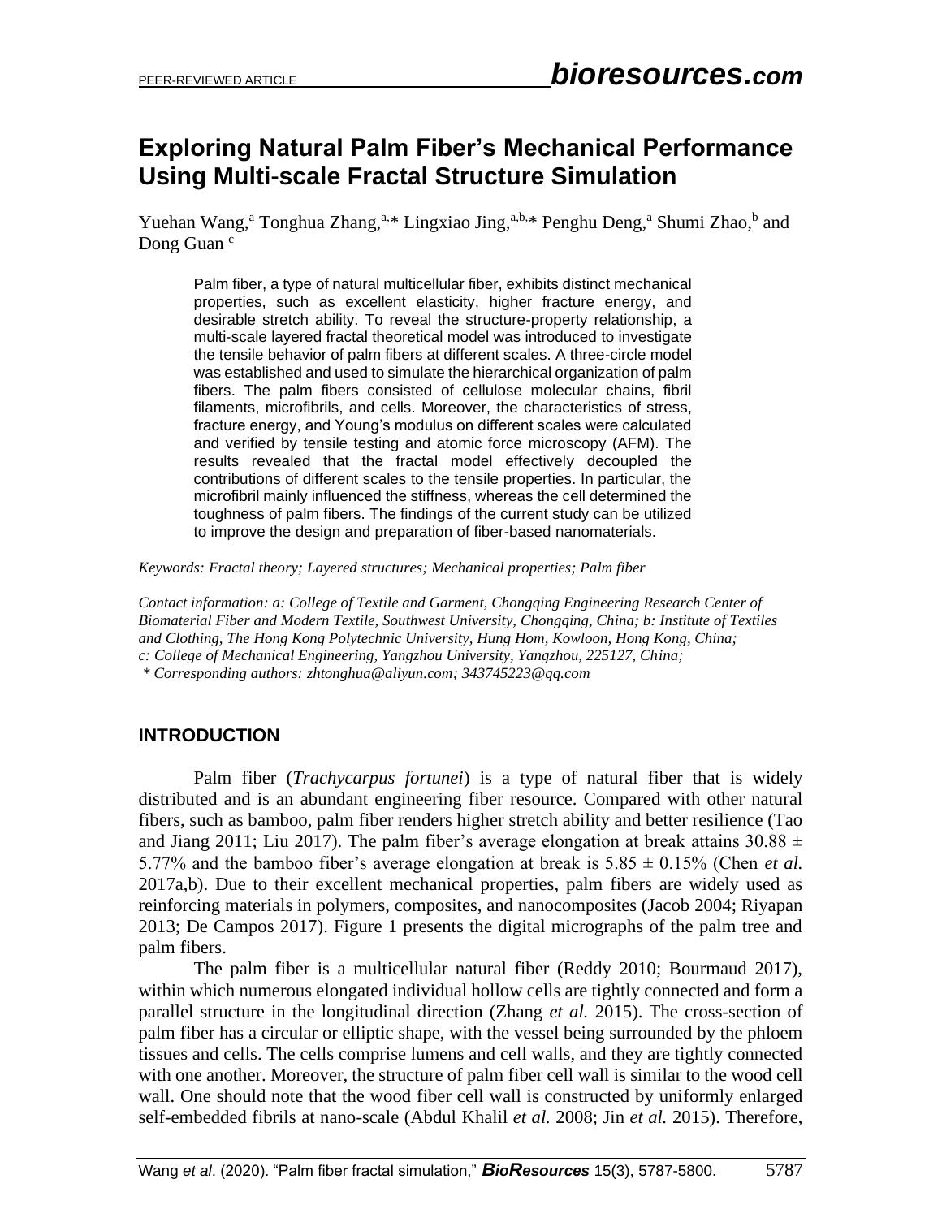PEER-REVIEWED ARTICLE

# Exploring Natural Palm Fiber's Mechanical Performance Using Multi-scale Fractal Structure Simulation

Yuehan Wang,[a] Tonghua Zhang,[a,*] Lingxiao Jing,[a,b,*] Penghu Deng,[a] Shumi Zhao,[b] and Dong Guan [c]

Palm fiber, a type of natural multicellular fiber, exhibits distinct mechanical properties, such as excellent elasticity, higher fracture energy, and desirable stretch ability. To reveal the structure-property relationship, a multi-scale layered fractal theoretical model was introduced to investigate the tensile behavior of palm fibers at different scales. A three-circle model was established and used to simulate the hierarchical organization of palm fibers. The palm fibers consisted of cellulose molecular chains, fibril filaments, microfibrils, and cells. Moreover, the characteristics of stress, fracture energy, and Young's modulus on different scales were calculated and verified by tensile testing and atomic force microscopy (AFM). The results revealed that the fractal model effectively decoupled the contributions of different scales to the tensile properties. In particular, the microfibril mainly influenced the stiffness, whereas the cell determined the toughness of palm fibers. The findings of the current study can be utilized to improve the design and preparation of fiber-based nanomaterials.

*Keywords: Fractal theory; Layered structures; Mechanical properties; Palm fiber*

*Contact information: a: College of Textile and Garment, Chongqing Engineering Research Center of Biomaterial Fiber and Modern Textile, Southwest University, Chongqing, China; b: Institute of Textiles and Clothing, The Hong Kong Polytechnic University, Hung Hom, Kowloon, Hong Kong, China; c: College of Mechanical Engineering, Yangzhou University, Yangzhou, 225127, China;*
*\* Corresponding authors: zhtonghua@aliyun.com; 343745223@qq.com*

## INTRODUCTION

Palm fiber (*Trachycarpus fortunei*) is a type of natural fiber that is widely distributed and is an abundant engineering fiber resource. Compared with other natural fibers, such as bamboo, palm fiber renders higher stretch ability and better resilience (Tao and Jiang 2011; Liu 2017). The palm fiber's average elongation at break attains $30.88 \pm 5.77\%$ and the bamboo fiber's average elongation at break is $5.85 \pm 0.15\%$ (Chen *et al.* 2017a,b). Due to their excellent mechanical properties, palm fibers are widely used as reinforcing materials in polymers, composites, and nanocomposites (Jacob 2004; Riyapan 2013; De Campos 2017). Figure 1 presents the digital micrographs of the palm tree and palm fibers.

The palm fiber is a multicellular natural fiber (Reddy 2010; Bourmaud 2017), within which numerous elongated individual hollow cells are tightly connected and form a parallel structure in the longitudinal direction (Zhang *et al.* 2015). The cross-section of palm fiber has a circular or elliptic shape, with the vessel being surrounded by the phloem tissues and cells. The cells comprise lumens and cell walls, and they are tightly connected with one another. Moreover, the structure of palm fiber cell wall is similar to the wood cell wall. One should note that the wood fiber cell wall is constructed by uniformly enlarged self-embedded fibrils at nano-scale (Abdul Khalil *et al.* 2008; Jin *et al.* 2015). Therefore,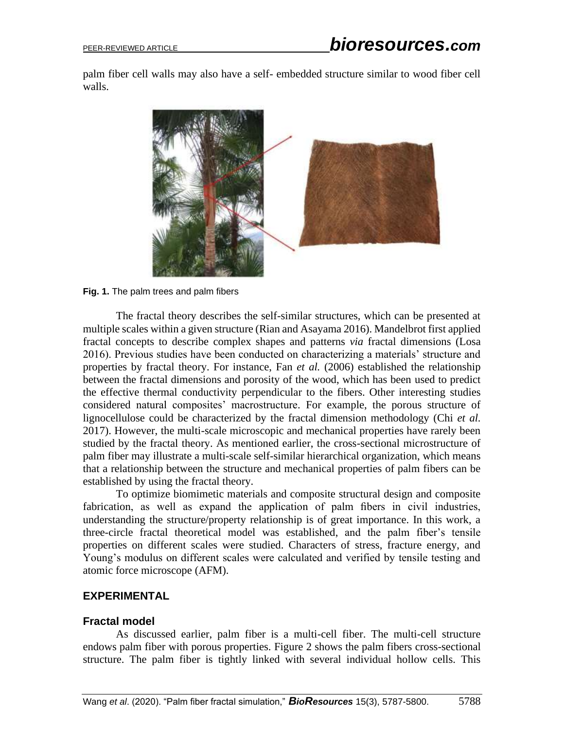palm fiber cell walls may also have a self- embedded structure similar to wood fiber cell walls.

**Fig. 1.** The palm trees and palm fibers

The fractal theory describes the self-similar structures, which can be presented at multiple scales within a given structure (Rian and Asayama 2016). Mandelbrot first applied fractal concepts to describe complex shapes and patterns *via* fractal dimensions (Losa 2016). Previous studies have been conducted on characterizing a materials' structure and properties by fractal theory. For instance, Fan *et al.* (2006) established the relationship between the fractal dimensions and porosity of the wood, which has been used to predict the effective thermal conductivity perpendicular to the fibers. Other interesting studies considered natural composites' macrostructure. For example, the porous structure of lignocellulose could be characterized by the fractal dimension methodology (Chi *et al.* 2017). However, the multi-scale microscopic and mechanical properties have rarely been studied by the fractal theory. As mentioned earlier, the cross-sectional microstructure of palm fiber may illustrate a multi-scale self-similar hierarchical organization, which means that a relationship between the structure and mechanical properties of palm fibers can be established by using the fractal theory.

To optimize biomimetic materials and composite structural design and composite fabrication, as well as expand the application of palm fibers in civil industries, understanding the structure/property relationship is of great importance. In this work, a three-circle fractal theoretical model was established, and the palm fiber's tensile properties on different scales were studied. Characters of stress, fracture energy, and Young's modulus on different scales were calculated and verified by tensile testing and atomic force microscope (AFM).

## EXPERIMENTAL

### Fractal model

As discussed earlier, palm fiber is a multi-cell fiber. The multi-cell structure endows palm fiber with porous properties. Figure 2 shows the palm fibers cross-sectional structure. The palm fiber is tightly linked with several individual hollow cells. This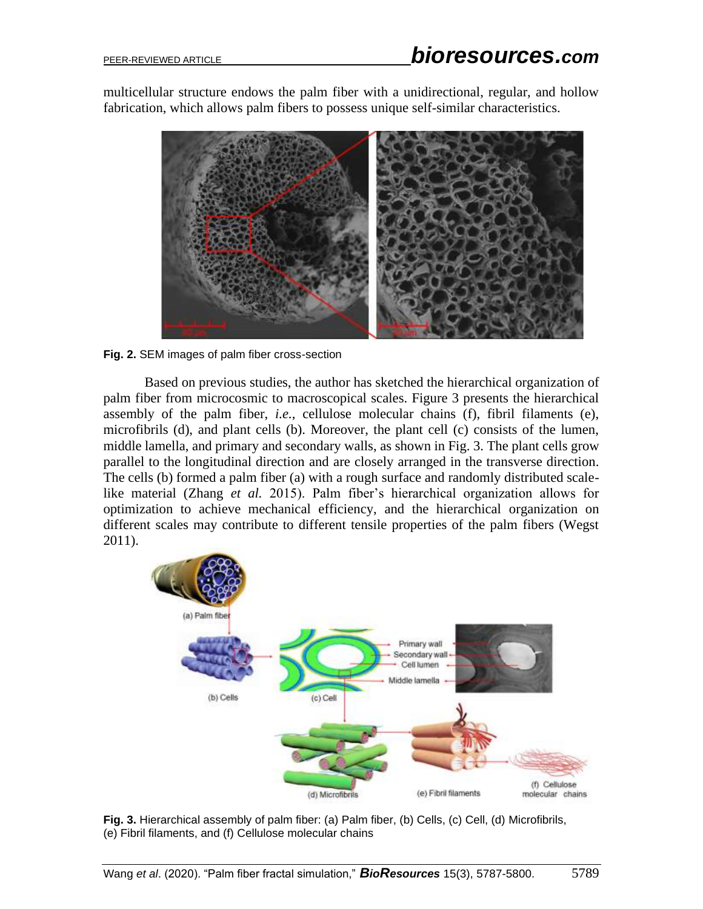multicellular structure endows the palm fiber with a unidirectional, regular, and hollow fabrication, which allows palm fibers to possess unique self-similar characteristics.

**Fig. 2.** SEM images of palm fiber cross-section

Based on previous studies, the author has sketched the hierarchical organization of palm fiber from microcosmic to macroscopical scales. Figure 3 presents the hierarchical assembly of the palm fiber, *i.e.*, cellulose molecular chains (f), fibril filaments (e), microfibrils (d), and plant cells (b). Moreover, the plant cell (c) consists of the lumen, middle lamella, and primary and secondary walls, as shown in Fig. 3. The plant cells grow parallel to the longitudinal direction and are closely arranged in the transverse direction. The cells (b) formed a palm fiber (a) with a rough surface and randomly distributed scale-like material (Zhang *et al.* 2015). Palm fiber's hierarchical organization allows for optimization to achieve mechanical efficiency, and the hierarchical organization on different scales may contribute to different tensile properties of the palm fibers (Wegst 2011).

**Fig. 3.** Hierarchical assembly of palm fiber: (a) Palm fiber, (b) Cells, (c) Cell, (d) Microfibrils, (e) Fibril filaments, and (f) Cellulose molecular chains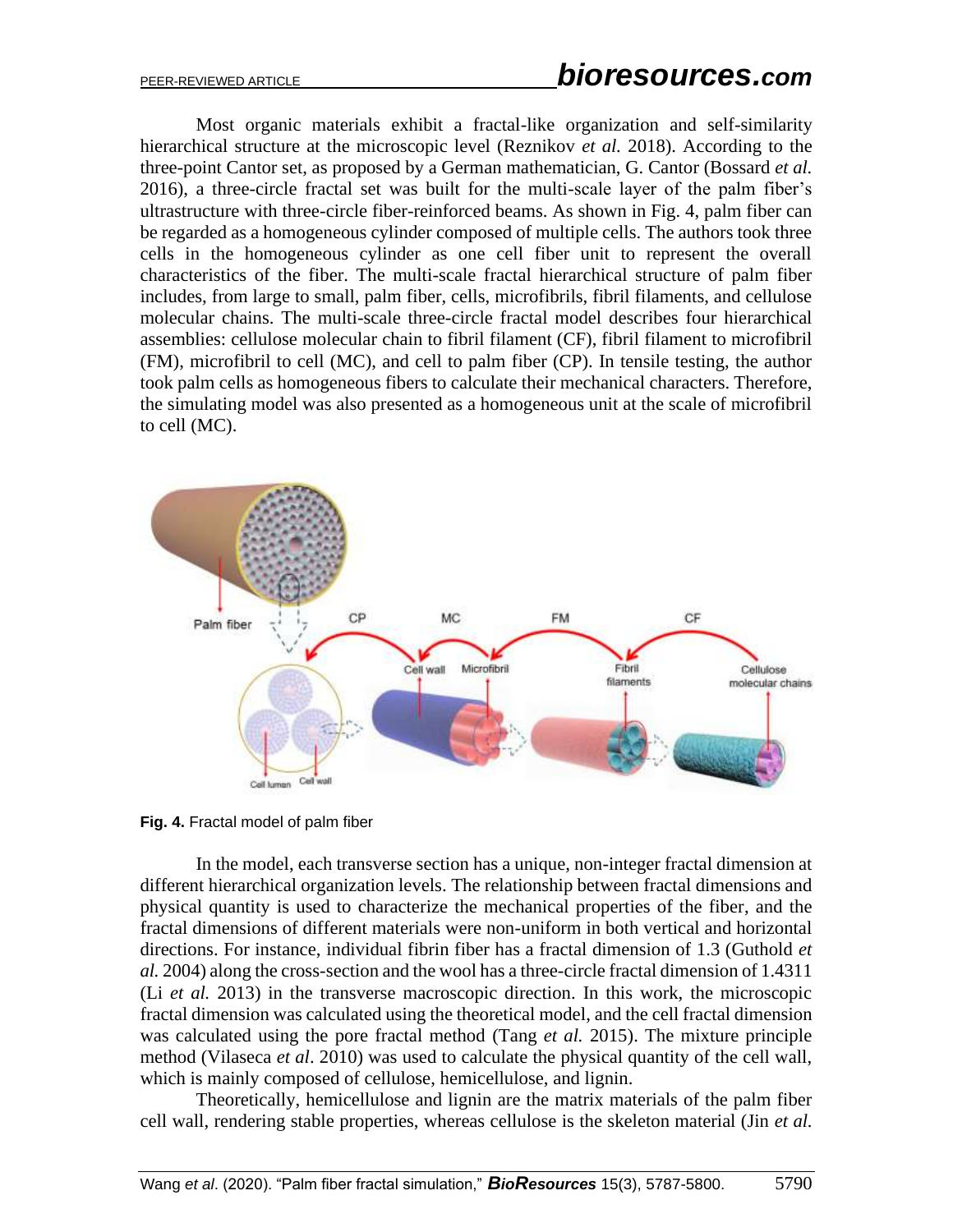Most organic materials exhibit a fractal-like organization and self-similarity hierarchical structure at the microscopic level (Reznikov *et al.* 2018). According to the three-point Cantor set, as proposed by a German mathematician, G. Cantor (Bossard *et al.* 2016), a three-circle fractal set was built for the multi-scale layer of the palm fiber's ultrastructure with three-circle fiber-reinforced beams. As shown in Fig. 4, palm fiber can be regarded as a homogeneous cylinder composed of multiple cells. The authors took three cells in the homogeneous cylinder as one cell fiber unit to represent the overall characteristics of the fiber. The multi-scale fractal hierarchical structure of palm fiber includes, from large to small, palm fiber, cells, microfibrils, fibril filaments, and cellulose molecular chains. The multi-scale three-circle fractal model describes four hierarchical assemblies: cellulose molecular chain to fibril filament (CF), fibril filament to microfibril (FM), microfibril to cell (MC), and cell to palm fiber (CP). In tensile testing, the author took palm cells as homogeneous fibers to calculate their mechanical characters. Therefore, the simulating model was also presented as a homogeneous unit at the scale of microfibril to cell (MC).

**Fig. 4.** Fractal model of palm fiber

In the model, each transverse section has a unique, non-integer fractal dimension at different hierarchical organization levels. The relationship between fractal dimensions and physical quantity is used to characterize the mechanical properties of the fiber, and the fractal dimensions of different materials were non-uniform in both vertical and horizontal directions. For instance, individual fibrin fiber has a fractal dimension of 1.3 (Guthold *et al.* 2004) along the cross-section and the wool has a three-circle fractal dimension of 1.4311 (Li *et al.* 2013) in the transverse macroscopic direction. In this work, the microscopic fractal dimension was calculated using the theoretical model, and the cell fractal dimension was calculated using the pore fractal method (Tang *et al.* 2015). The mixture principle method (Vilaseca *et al*. 2010) was used to calculate the physical quantity of the cell wall, which is mainly composed of cellulose, hemicellulose, and lignin.

Theoretically, hemicellulose and lignin are the matrix materials of the palm fiber cell wall, rendering stable properties, whereas cellulose is the skeleton material (Jin *et al.*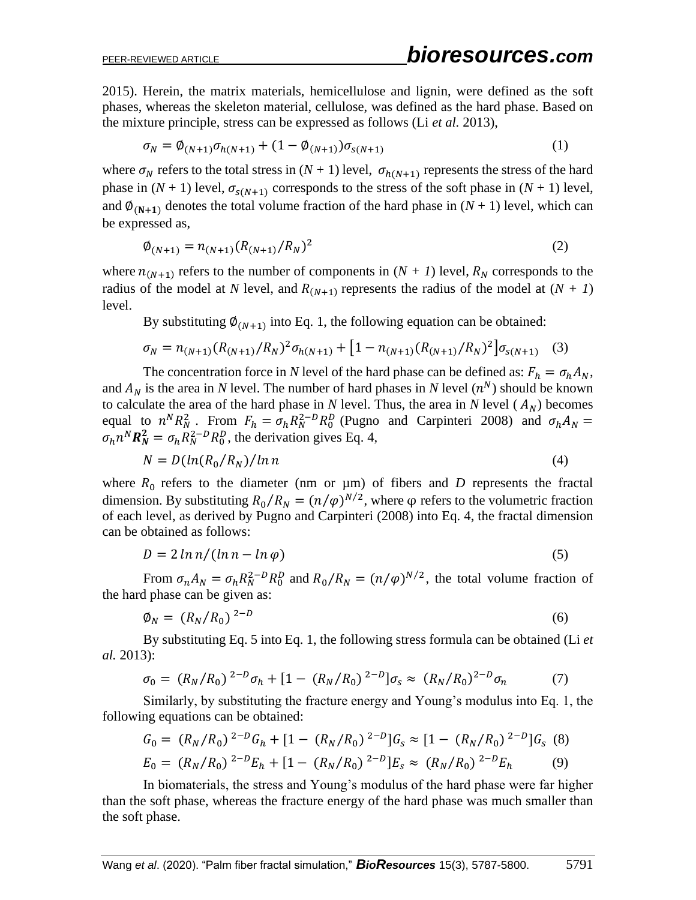2015). Herein, the matrix materials, hemicellulose and lignin, were defined as the soft phases, whereas the skeleton material, cellulose, was defined as the hard phase. Based on the mixture principle, stress can be expressed as follows (Li *et al.* 2013),

$$\sigma_N = \emptyset_{(N+1)}\sigma_{h(N+1)} + (1 - \emptyset_{(N+1)})\sigma_{s(N+1)} \tag{1}$$

where $\sigma_N$ refers to the total stress in ($N$ + 1) level, $\sigma_{h(N+1)}$ represents the stress of the hard phase in ($N$ + 1) level, $\sigma_{s(N+1)}$ corresponds to the stress of the soft phase in ($N$ + 1) level, and $\emptyset_{(\mathbf{N+1})}$ denotes the total volume fraction of the hard phase in ($N$ + 1) level, which can be expressed as,

$$\emptyset_{(N+1)} = n_{(N+1)}(R_{(N+1)}/R_N)^2 \tag{2}$$

where $n_{(N+1)}$ refers to the number of components in ($N$ + *1*) level, $R_N$ corresponds to the radius of the model at $N$ level, and $R_{(N+1)}$ represents the radius of the model at ($N$ + *1*) level.

By substituting $\emptyset_{(N+1)}$ into Eq. 1, the following equation can be obtained:

$$\sigma_N = n_{(N+1)}(R_{(N+1)}/R_N)^2\sigma_{h(N+1)} + \left[1 - n_{(N+1)}(R_{(N+1)}/R_N)^2\right]\sigma_{s(N+1)} \tag{3}$$

The concentration force in $N$ level of the hard phase can be defined as: $F_h = \sigma_h A_N$, and $A_N$ is the area in $N$ level. The number of hard phases in $N$ level ($n^N$) should be known to calculate the area of the hard phase in $N$ level. Thus, the area in $N$ level ($A_N$) becomes equal to $n^N R_N^2$. From $F_h = \sigma_h R_N^{2-D} R_0^D$ (Pugno and Carpinteri 2008) and $\sigma_h A_N = \sigma_h n^N \boldsymbol{R_N^2} = \sigma_h R_N^{2-D} R_0^D$, the derivation gives Eq. 4,

$$N = D(ln(R_0/R_N)/ln\, n \tag{4}$$

where $R_0$ refers to the diameter (nm or µm) of fibers and $D$ represents the fractal dimension. By substituting $R_0/R_N = (n/\varphi)^{N/2}$, where φ refers to the volumetric fraction of each level, as derived by Pugno and Carpinteri (2008) into Eq. 4, the fractal dimension can be obtained as follows:

$$D = 2\, ln\, n/(ln\, n - ln\, \varphi) \tag{5}$$

From $\sigma_n A_N = \sigma_h R_N^{2-D} R_0^D$ and $R_0/R_N = (n/\varphi)^{N/2}$, the total volume fraction of the hard phase can be given as:

$$\emptyset_N = (R_N/R_0)^{\,2-D} \tag{6}$$

By substituting Eq. 5 into Eq. 1, the following stress formula can be obtained (Li *et al.* 2013):

$$\sigma_0 = (R_N/R_0)^{\,2-D}\sigma_h + [1 - (R_N/R_0)^{\,2-D}]\sigma_s \approx (R_N/R_0)^{2-D}\sigma_n \tag{7}$$

Similarly, by substituting the fracture energy and Young's modulus into Eq. 1, the following equations can be obtained:

$$G_0 = (R_N/R_0)^{\,2-D}G_h + [1 - (R_N/R_0)^{\,2-D}]G_s \approx [1 - (R_N/R_0)^{\,2-D}]G_s \tag{8}$$

$$E_0 = (R_N/R_0)^{\,2-D}E_h + [1 - (R_N/R_0)^{\,2-D}]E_s \approx (R_N/R_0)^{\,2-D}E_h \tag{9}$$

In biomaterials, the stress and Young's modulus of the hard phase were far higher than the soft phase, whereas the fracture energy of the hard phase was much smaller than the soft phase.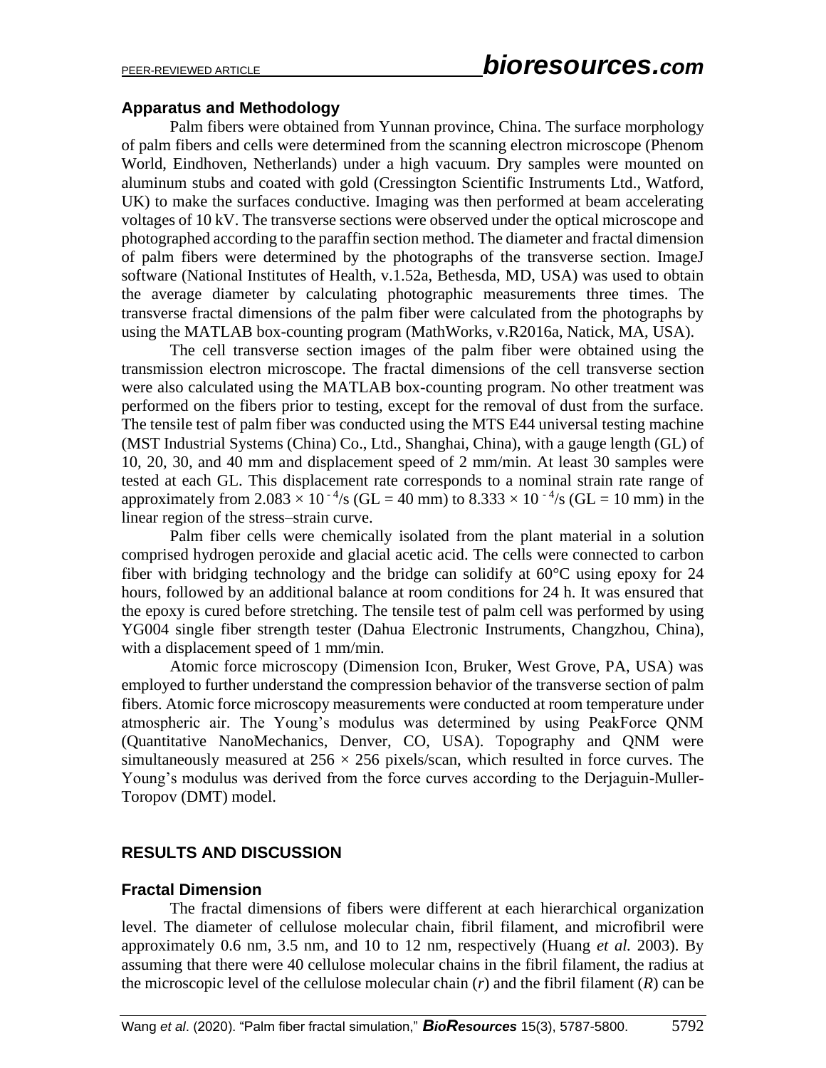### Apparatus and Methodology

Palm fibers were obtained from Yunnan province, China. The surface morphology of palm fibers and cells were determined from the scanning electron microscope (Phenom World, Eindhoven, Netherlands) under a high vacuum. Dry samples were mounted on aluminum stubs and coated with gold (Cressington Scientific Instruments Ltd., Watford, UK) to make the surfaces conductive. Imaging was then performed at beam accelerating voltages of 10 kV. The transverse sections were observed under the optical microscope and photographed according to the paraffin section method. The diameter and fractal dimension of palm fibers were determined by the photographs of the transverse section. ImageJ software (National Institutes of Health, v.1.52a, Bethesda, MD, USA) was used to obtain the average diameter by calculating photographic measurements three times. The transverse fractal dimensions of the palm fiber were calculated from the photographs by using the MATLAB box-counting program (MathWorks, v.R2016a, Natick, MA, USA).

The cell transverse section images of the palm fiber were obtained using the transmission electron microscope. The fractal dimensions of the cell transverse section were also calculated using the MATLAB box-counting program. No other treatment was performed on the fibers prior to testing, except for the removal of dust from the surface. The tensile test of palm fiber was conducted using the MTS E44 universal testing machine (MST Industrial Systems (China) Co., Ltd., Shanghai, China), with a gauge length (GL) of 10, 20, 30, and 40 mm and displacement speed of 2 mm/min. At least 30 samples were tested at each GL. This displacement rate corresponds to a nominal strain rate range of approximately from $2.083 \times 10^{-4}$/s (GL = 40 mm) to $8.333 \times 10^{-4}$/s (GL = 10 mm) in the linear region of the stress–strain curve.

Palm fiber cells were chemically isolated from the plant material in a solution comprised hydrogen peroxide and glacial acetic acid. The cells were connected to carbon fiber with bridging technology and the bridge can solidify at 60°C using epoxy for 24 hours, followed by an additional balance at room conditions for 24 h. It was ensured that the epoxy is cured before stretching. The tensile test of palm cell was performed by using YG004 single fiber strength tester (Dahua Electronic Instruments, Changzhou, China), with a displacement speed of 1 mm/min.

Atomic force microscopy (Dimension Icon, Bruker, West Grove, PA, USA) was employed to further understand the compression behavior of the transverse section of palm fibers. Atomic force microscopy measurements were conducted at room temperature under atmospheric air. The Young's modulus was determined by using PeakForce QNM (Quantitative NanoMechanics, Denver, CO, USA). Topography and QNM were simultaneously measured at $256 \times 256$ pixels/scan, which resulted in force curves. The Young's modulus was derived from the force curves according to the Derjaguin-Muller-Toropov (DMT) model.

## RESULTS AND DISCUSSION

### Fractal Dimension

The fractal dimensions of fibers were different at each hierarchical organization level. The diameter of cellulose molecular chain, fibril filament, and microfibril were approximately 0.6 nm, 3.5 nm, and 10 to 12 nm, respectively (Huang *et al.* 2003). By assuming that there were 40 cellulose molecular chains in the fibril filament, the radius at the microscopic level of the cellulose molecular chain ($r$) and the fibril filament ($R$) can be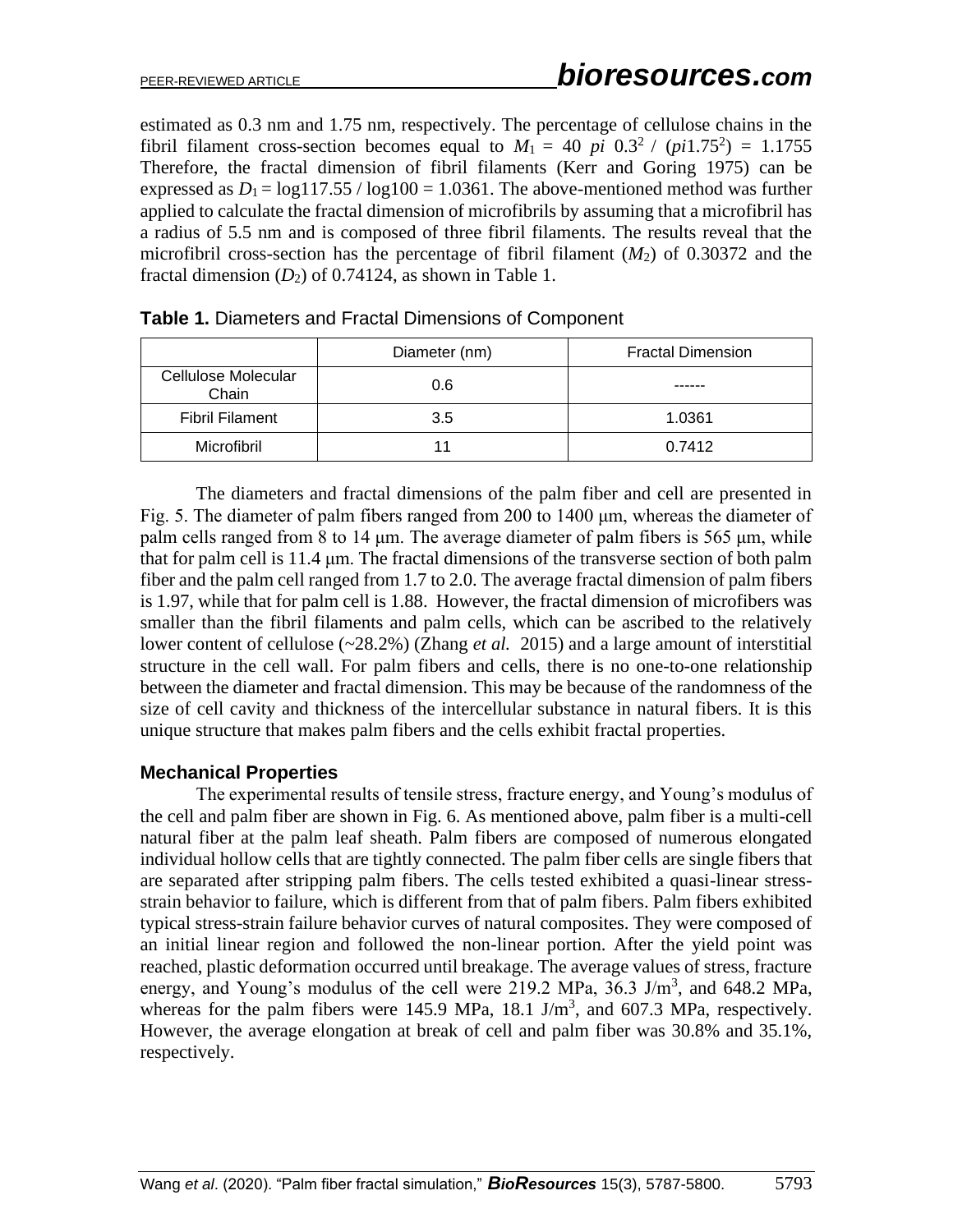estimated as 0.3 nm and 1.75 nm, respectively. The percentage of cellulose chains in the fibril filament cross-section becomes equal to $M_1 = 40\ pi\ 0.3^2 / (pi 1.75^2) = 1.1755$ Therefore, the fractal dimension of fibril filaments (Kerr and Goring 1975) can be expressed as $D_1 = \log 117.55 / \log 100 = 1.0361$. The above-mentioned method was further applied to calculate the fractal dimension of microfibrils by assuming that a microfibril has a radius of 5.5 nm and is composed of three fibril filaments. The results reveal that the microfibril cross-section has the percentage of fibril filament ($M_2$) of 0.30372 and the fractal dimension ($D_2$) of 0.74124, as shown in Table 1.

**Table 1.** Diameters and Fractal Dimensions of Component

| | Diameter (nm) | Fractal Dimension |
|---|---|---|
| Cellulose Molecular Chain | 0.6 | ------ |
| Fibril Filament | 3.5 | 1.0361 |
| Microfibril | 11 | 0.7412 |

The diameters and fractal dimensions of the palm fiber and cell are presented in Fig. 5. The diameter of palm fibers ranged from 200 to 1400 μm, whereas the diameter of palm cells ranged from 8 to 14 μm. The average diameter of palm fibers is 565 μm, while that for palm cell is 11.4 μm. The fractal dimensions of the transverse section of both palm fiber and the palm cell ranged from 1.7 to 2.0. The average fractal dimension of palm fibers is 1.97, while that for palm cell is 1.88. However, the fractal dimension of microfibers was smaller than the fibril filaments and palm cells, which can be ascribed to the relatively lower content of cellulose (~28.2%) (Zhang *et al.* 2015) and a large amount of interstitial structure in the cell wall. For palm fibers and cells, there is no one-to-one relationship between the diameter and fractal dimension. This may be because of the randomness of the size of cell cavity and thickness of the intercellular substance in natural fibers. It is this unique structure that makes palm fibers and the cells exhibit fractal properties.

### Mechanical Properties

The experimental results of tensile stress, fracture energy, and Young's modulus of the cell and palm fiber are shown in Fig. 6. As mentioned above, palm fiber is a multi-cell natural fiber at the palm leaf sheath. Palm fibers are composed of numerous elongated individual hollow cells that are tightly connected. The palm fiber cells are single fibers that are separated after stripping palm fibers. The cells tested exhibited a quasi-linear stress-strain behavior to failure, which is different from that of palm fibers. Palm fibers exhibited typical stress-strain failure behavior curves of natural composites. They were composed of an initial linear region and followed the non-linear portion. After the yield point was reached, plastic deformation occurred until breakage. The average values of stress, fracture energy, and Young's modulus of the cell were 219.2 MPa, 36.3 J/m$^3$, and 648.2 MPa, whereas for the palm fibers were 145.9 MPa, 18.1 J/m$^3$, and 607.3 MPa, respectively. However, the average elongation at break of cell and palm fiber was 30.8% and 35.1%, respectively.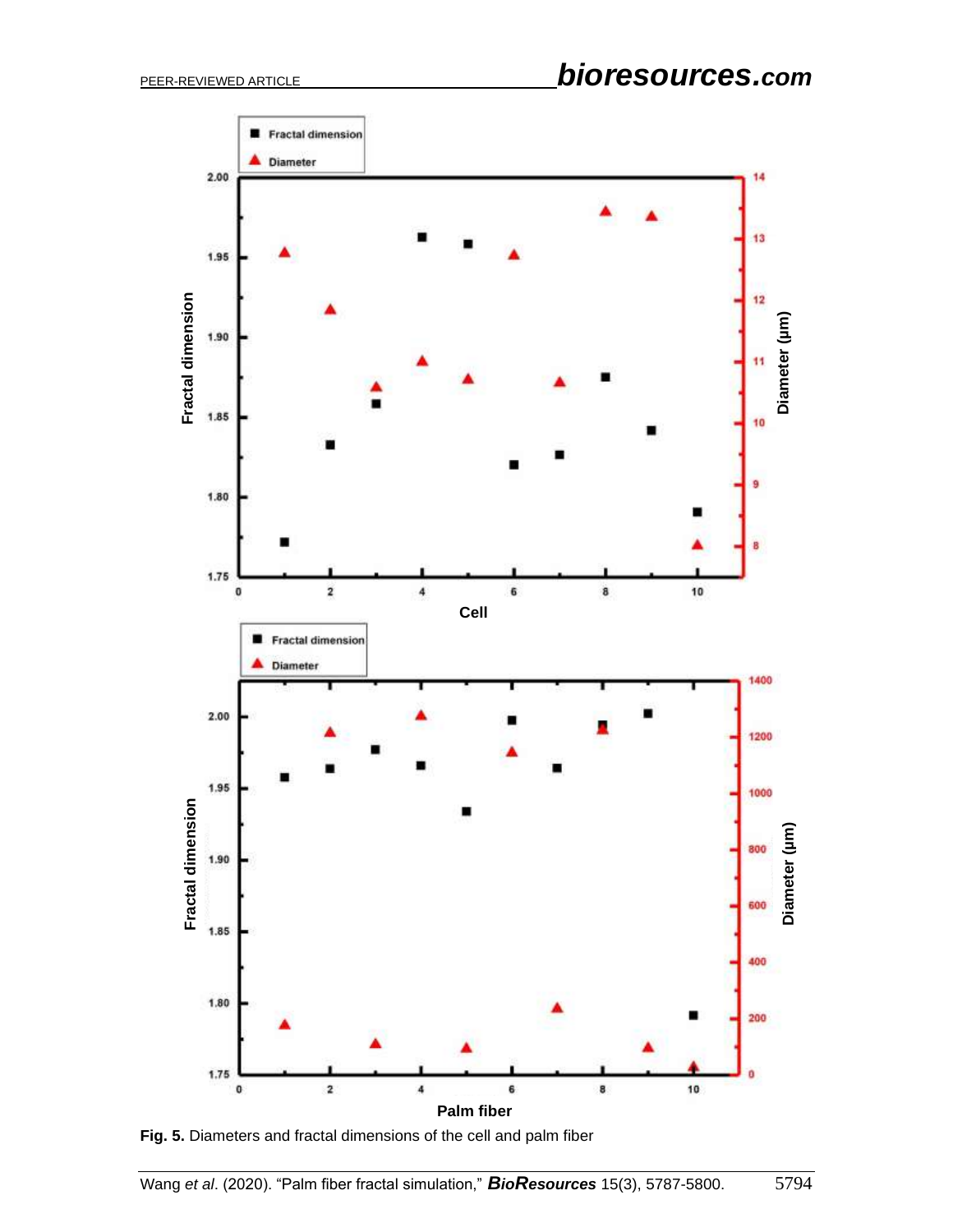**Fig. 5.** Diameters and fractal dimensions of the cell and palm fiber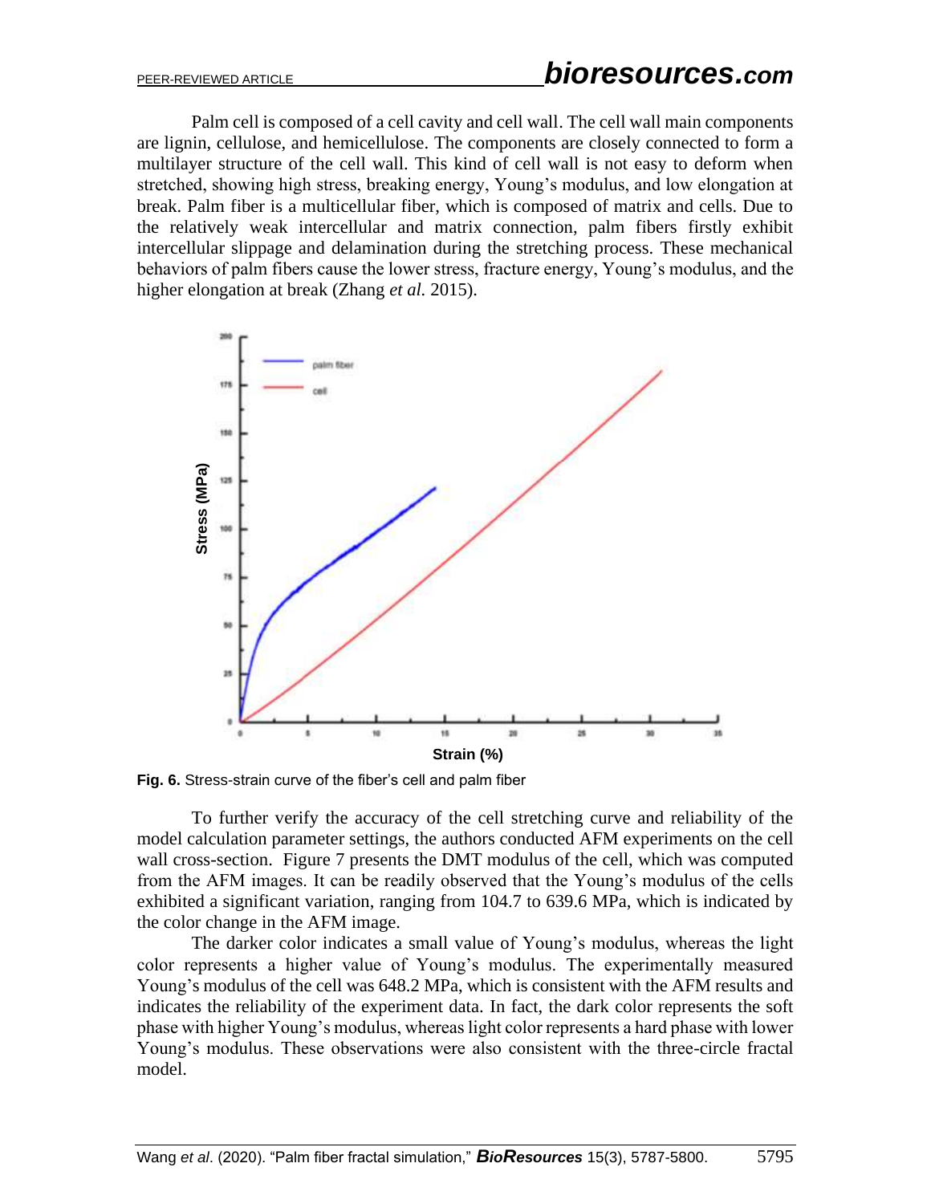Palm cell is composed of a cell cavity and cell wall. The cell wall main components are lignin, cellulose, and hemicellulose. The components are closely connected to form a multilayer structure of the cell wall. This kind of cell wall is not easy to deform when stretched, showing high stress, breaking energy, Young's modulus, and low elongation at break. Palm fiber is a multicellular fiber, which is composed of matrix and cells. Due to the relatively weak intercellular and matrix connection, palm fibers firstly exhibit intercellular slippage and delamination during the stretching process. These mechanical behaviors of palm fibers cause the lower stress, fracture energy, Young's modulus, and the higher elongation at break (Zhang *et al.* 2015).

**Fig. 6.** Stress-strain curve of the fiber's cell and palm fiber

To further verify the accuracy of the cell stretching curve and reliability of the model calculation parameter settings, the authors conducted AFM experiments on the cell wall cross-section. Figure 7 presents the DMT modulus of the cell, which was computed from the AFM images. It can be readily observed that the Young's modulus of the cells exhibited a significant variation, ranging from 104.7 to 639.6 MPa, which is indicated by the color change in the AFM image.

The darker color indicates a small value of Young's modulus, whereas the light color represents a higher value of Young's modulus. The experimentally measured Young's modulus of the cell was 648.2 MPa, which is consistent with the AFM results and indicates the reliability of the experiment data. In fact, the dark color represents the soft phase with higher Young's modulus, whereas light color represents a hard phase with lower Young's modulus. These observations were also consistent with the three-circle fractal model.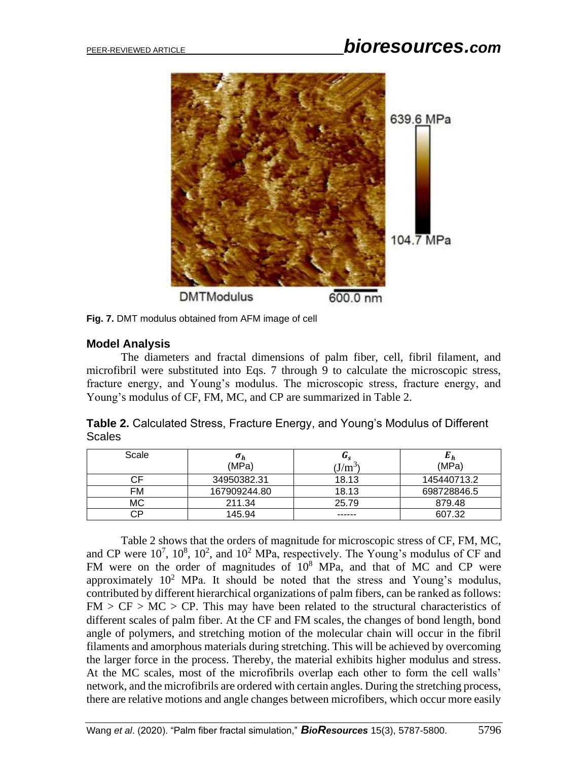**Fig. 7.** DMT modulus obtained from AFM image of cell

### Model Analysis

The diameters and fractal dimensions of palm fiber, cell, fibril filament, and microfibril were substituted into Eqs. 7 through 9 to calculate the microscopic stress, fracture energy, and Young's modulus. The microscopic stress, fracture energy, and Young's modulus of CF, FM, MC, and CP are summarized in Table 2.

**Table 2.** Calculated Stress, Fracture Energy, and Young's Modulus of Different Scales

| Scale | $\sigma_h$ (MPa) | $G_s$ (J/m$^3$) | $E_h$ (MPa) |
|---|---|---|---|
| CF | 34950382.31 | 18.13 | 145440713.2 |
| FM | 167909244.80 | 18.13 | 698728846.5 |
| MC | 211.34 | 25.79 | 879.48 |
| CP | 145.94 | ------ | 607.32 |

Table 2 shows that the orders of magnitude for microscopic stress of CF, FM, MC, and CP were $10^7$, $10^8$, $10^2$, and $10^2$ MPa, respectively. The Young's modulus of CF and FM were on the order of magnitudes of $10^8$ MPa, and that of MC and CP were approximately $10^2$ MPa. It should be noted that the stress and Young's modulus, contributed by different hierarchical organizations of palm fibers, can be ranked as follows: FM > CF > MC > CP. This may have been related to the structural characteristics of different scales of palm fiber. At the CF and FM scales, the changes of bond length, bond angle of polymers, and stretching motion of the molecular chain will occur in the fibril filaments and amorphous materials during stretching. This will be achieved by overcoming the larger force in the process. Thereby, the material exhibits higher modulus and stress. At the MC scales, most of the microfibrils overlap each other to form the cell walls' network, and the microfibrils are ordered with certain angles. During the stretching process, there are relative motions and angle changes between microfibers, which occur more easily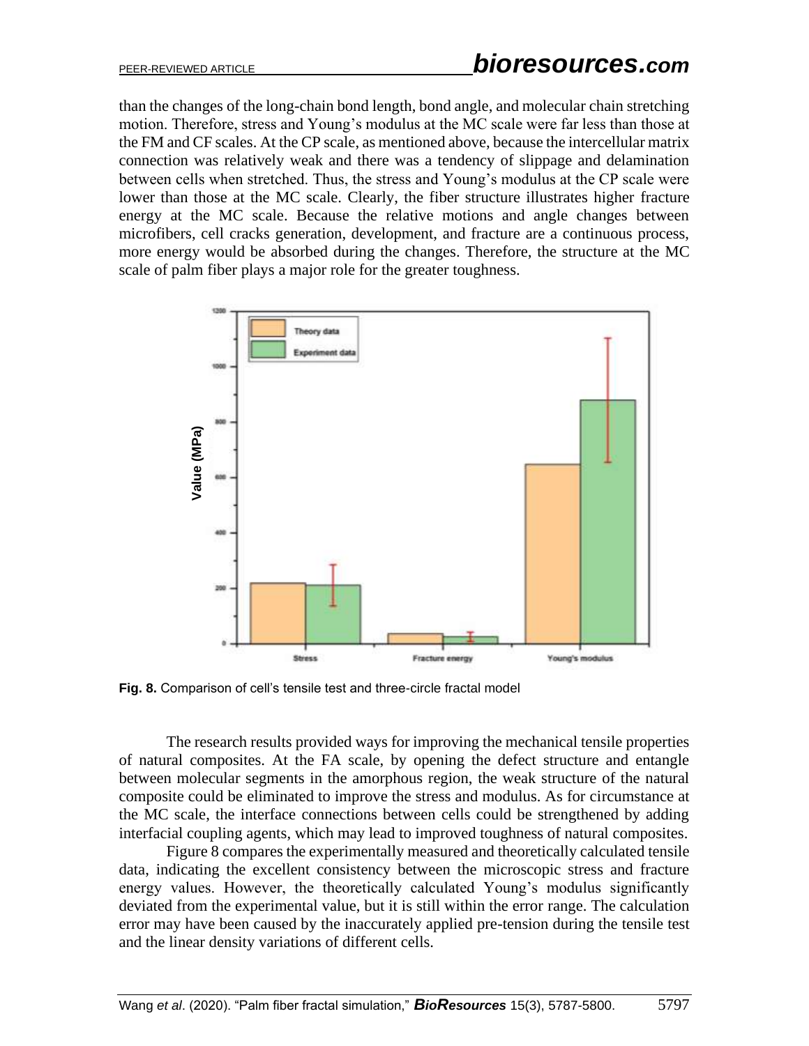than the changes of the long-chain bond length, bond angle, and molecular chain stretching motion. Therefore, stress and Young's modulus at the MC scale were far less than those at the FM and CF scales. At the CP scale, as mentioned above, because the intercellular matrix connection was relatively weak and there was a tendency of slippage and delamination between cells when stretched. Thus, the stress and Young's modulus at the CP scale were lower than those at the MC scale. Clearly, the fiber structure illustrates higher fracture energy at the MC scale. Because the relative motions and angle changes between microfibers, cell cracks generation, development, and fracture are a continuous process, more energy would be absorbed during the changes. Therefore, the structure at the MC scale of palm fiber plays a major role for the greater toughness.

**Fig. 8.** Comparison of cell's tensile test and three-circle fractal model

The research results provided ways for improving the mechanical tensile properties of natural composites. At the FA scale, by opening the defect structure and entangle between molecular segments in the amorphous region, the weak structure of the natural composite could be eliminated to improve the stress and modulus. As for circumstance at the MC scale, the interface connections between cells could be strengthened by adding interfacial coupling agents, which may lead to improved toughness of natural composites.

Figure 8 compares the experimentally measured and theoretically calculated tensile data, indicating the excellent consistency between the microscopic stress and fracture energy values. However, the theoretically calculated Young's modulus significantly deviated from the experimental value, but it is still within the error range. The calculation error may have been caused by the inaccurately applied pre-tension during the tensile test and the linear density variations of different cells.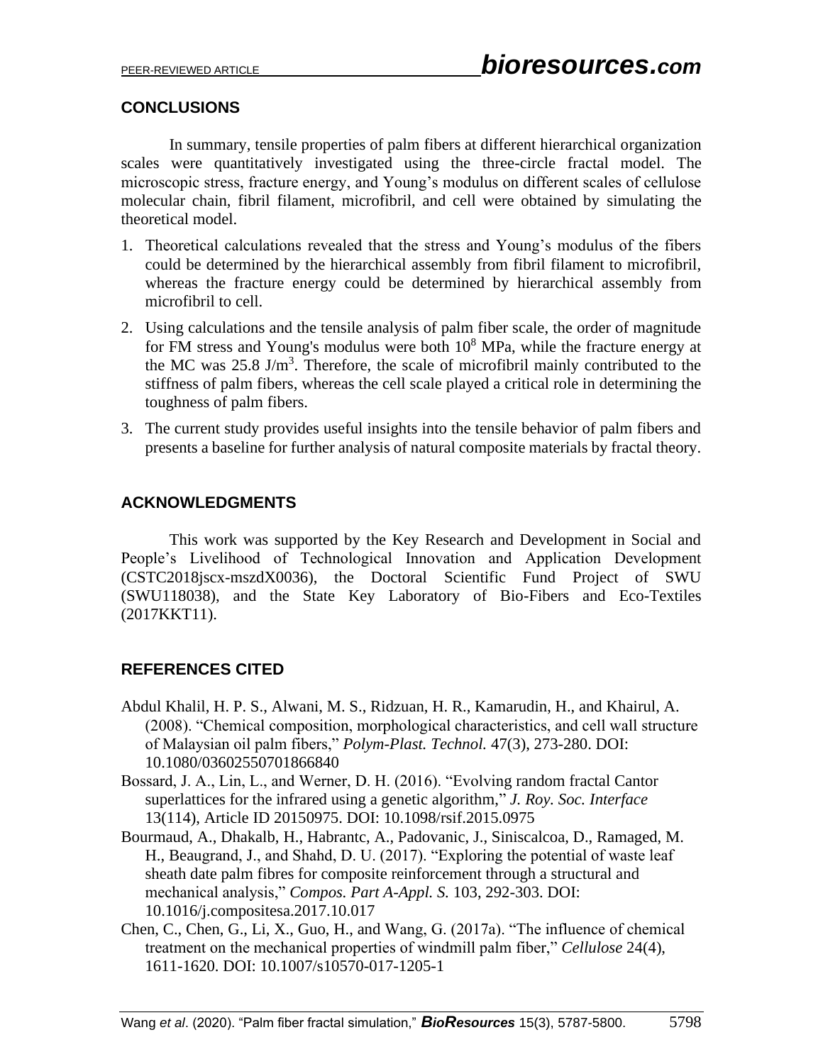## CONCLUSIONS

In summary, tensile properties of palm fibers at different hierarchical organization scales were quantitatively investigated using the three-circle fractal model. The microscopic stress, fracture energy, and Young's modulus on different scales of cellulose molecular chain, fibril filament, microfibril, and cell were obtained by simulating the theoretical model.

1. Theoretical calculations revealed that the stress and Young's modulus of the fibers could be determined by the hierarchical assembly from fibril filament to microfibril, whereas the fracture energy could be determined by hierarchical assembly from microfibril to cell.
2. Using calculations and the tensile analysis of palm fiber scale, the order of magnitude for FM stress and Young's modulus were both $10^8$ MPa, while the fracture energy at the MC was 25.8 J/m$^3$. Therefore, the scale of microfibril mainly contributed to the stiffness of palm fibers, whereas the cell scale played a critical role in determining the toughness of palm fibers.
3. The current study provides useful insights into the tensile behavior of palm fibers and presents a baseline for further analysis of natural composite materials by fractal theory.

## ACKNOWLEDGMENTS

This work was supported by the Key Research and Development in Social and People's Livelihood of Technological Innovation and Application Development (CSTC2018jscx-mszdX0036), the Doctoral Scientific Fund Project of SWU (SWU118038), and the State Key Laboratory of Bio-Fibers and Eco-Textiles (2017KKT11).

## REFERENCES CITED

Abdul Khalil, H. P. S., Alwani, M. S., Ridzuan, H. R., Kamarudin, H., and Khairul, A. (2008). "Chemical composition, morphological characteristics, and cell wall structure of Malaysian oil palm fibers," *Polym-Plast. Technol.* 47(3), 273-280. DOI: 10.1080/03602550701866840

Bossard, J. A., Lin, L., and Werner, D. H. (2016). "Evolving random fractal Cantor superlattices for the infrared using a genetic algorithm," *J. Roy. Soc. Interface* 13(114), Article ID 20150975. DOI: 10.1098/rsif.2015.0975

Bourmaud, A., Dhakalb, H., Habrantc, A., Padovanic, J., Siniscalcoa, D., Ramaged, M. H., Beaugrand, J., and Shahd, D. U. (2017). "Exploring the potential of waste leaf sheath date palm fibres for composite reinforcement through a structural and mechanical analysis," *Compos. Part A-Appl. S.* 103, 292-303. DOI: 10.1016/j.compositesa.2017.10.017

Chen, C., Chen, G., Li, X., Guo, H., and Wang, G. (2017a). "The influence of chemical treatment on the mechanical properties of windmill palm fiber," *Cellulose* 24(4), 1611-1620. DOI: 10.1007/s10570-017-1205-1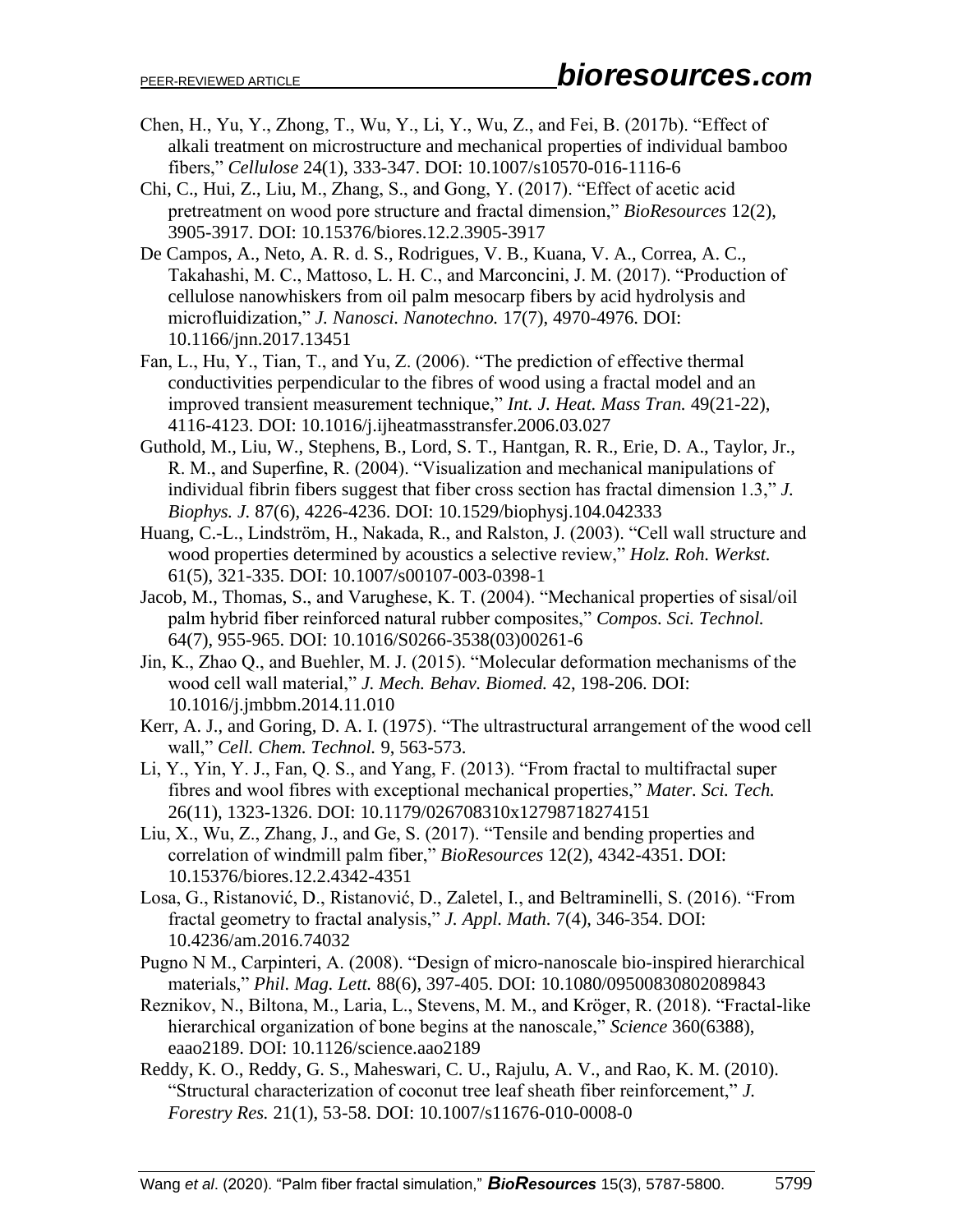Chen, H., Yu, Y., Zhong, T., Wu, Y., Li, Y., Wu, Z., and Fei, B. (2017b). "Effect of alkali treatment on microstructure and mechanical properties of individual bamboo fibers," *Cellulose* 24(1), 333-347. DOI: 10.1007/s10570-016-1116-6

Chi, C., Hui, Z., Liu, M., Zhang, S., and Gong, Y. (2017). "Effect of acetic acid pretreatment on wood pore structure and fractal dimension," *BioResources* 12(2), 3905-3917. DOI: 10.15376/biores.12.2.3905-3917

De Campos, A., Neto, A. R. d. S., Rodrigues, V. B., Kuana, V. A., Correa, A. C., Takahashi, M. C., Mattoso, L. H. C., and Marconcini, J. M. (2017). "Production of cellulose nanowhiskers from oil palm mesocarp fibers by acid hydrolysis and microfluidization," *J. Nanosci. Nanotechno.* 17(7), 4970-4976. DOI: 10.1166/jnn.2017.13451

Fan, L., Hu, Y., Tian, T., and Yu, Z. (2006). "The prediction of effective thermal conductivities perpendicular to the fibres of wood using a fractal model and an improved transient measurement technique," *Int. J. Heat. Mass Tran.* 49(21-22), 4116-4123. DOI: 10.1016/j.ijheatmasstransfer.2006.03.027

Guthold, M., Liu, W., Stephens, B., Lord, S. T., Hantgan, R. R., Erie, D. A., Taylor, Jr., R. M., and Superfine, R. (2004). "Visualization and mechanical manipulations of individual fibrin fibers suggest that fiber cross section has fractal dimension 1.3," *J. Biophys. J.* 87(6), 4226-4236. DOI: 10.1529/biophysj.104.042333

Huang, C.-L., Lindström, H., Nakada, R., and Ralston, J. (2003). "Cell wall structure and wood properties determined by acoustics a selective review," *Holz. Roh. Werkst.* 61(5), 321-335. DOI: 10.1007/s00107-003-0398-1

Jacob, M., Thomas, S., and Varughese, K. T. (2004). "Mechanical properties of sisal/oil palm hybrid fiber reinforced natural rubber composites," *Compos. Sci. Technol.* 64(7), 955-965. DOI: 10.1016/S0266-3538(03)00261-6

Jin, K., Zhao Q., and Buehler, M. J. (2015). "Molecular deformation mechanisms of the wood cell wall material," *J. Mech. Behav. Biomed.* 42, 198-206. DOI: 10.1016/j.jmbbm.2014.11.010

Kerr, A. J., and Goring, D. A. I. (1975). "The ultrastructural arrangement of the wood cell wall," *Cell. Chem. Technol.* 9, 563-573.

Li, Y., Yin, Y. J., Fan, Q. S., and Yang, F. (2013). "From fractal to multifractal super fibres and wool fibres with exceptional mechanical properties," *Mater. Sci. Tech.* 26(11), 1323-1326. DOI: 10.1179/026708310x12798718274151

Liu, X., Wu, Z., Zhang, J., and Ge, S. (2017). "Tensile and bending properties and correlation of windmill palm fiber," *BioResources* 12(2), 4342-4351. DOI: 10.15376/biores.12.2.4342-4351

Losa, G., Ristanović, D., Ristanović, D., Zaletel, I., and Beltraminelli, S. (2016). "From fractal geometry to fractal analysis," *J. Appl. Math*. 7(4), 346-354. DOI: 10.4236/am.2016.74032

Pugno N M., Carpinteri, A. (2008). "Design of micro-nanoscale bio-inspired hierarchical materials," *Phil. Mag. Lett.* 88(6), 397-405. DOI: 10.1080/09500830802089843

Reznikov, N., Biltona, M., Laria, L., Stevens, M. M., and Kröger, R. (2018). "Fractal-like hierarchical organization of bone begins at the nanoscale," *Science* 360(6388), eaao2189. DOI: 10.1126/science.aao2189

Reddy, K. O., Reddy, G. S., Maheswari, C. U., Rajulu, A. V., and Rao, K. M. (2010). "Structural characterization of coconut tree leaf sheath fiber reinforcement," *J. Forestry Res.* 21(1), 53-58. DOI: 10.1007/s11676-010-0008-0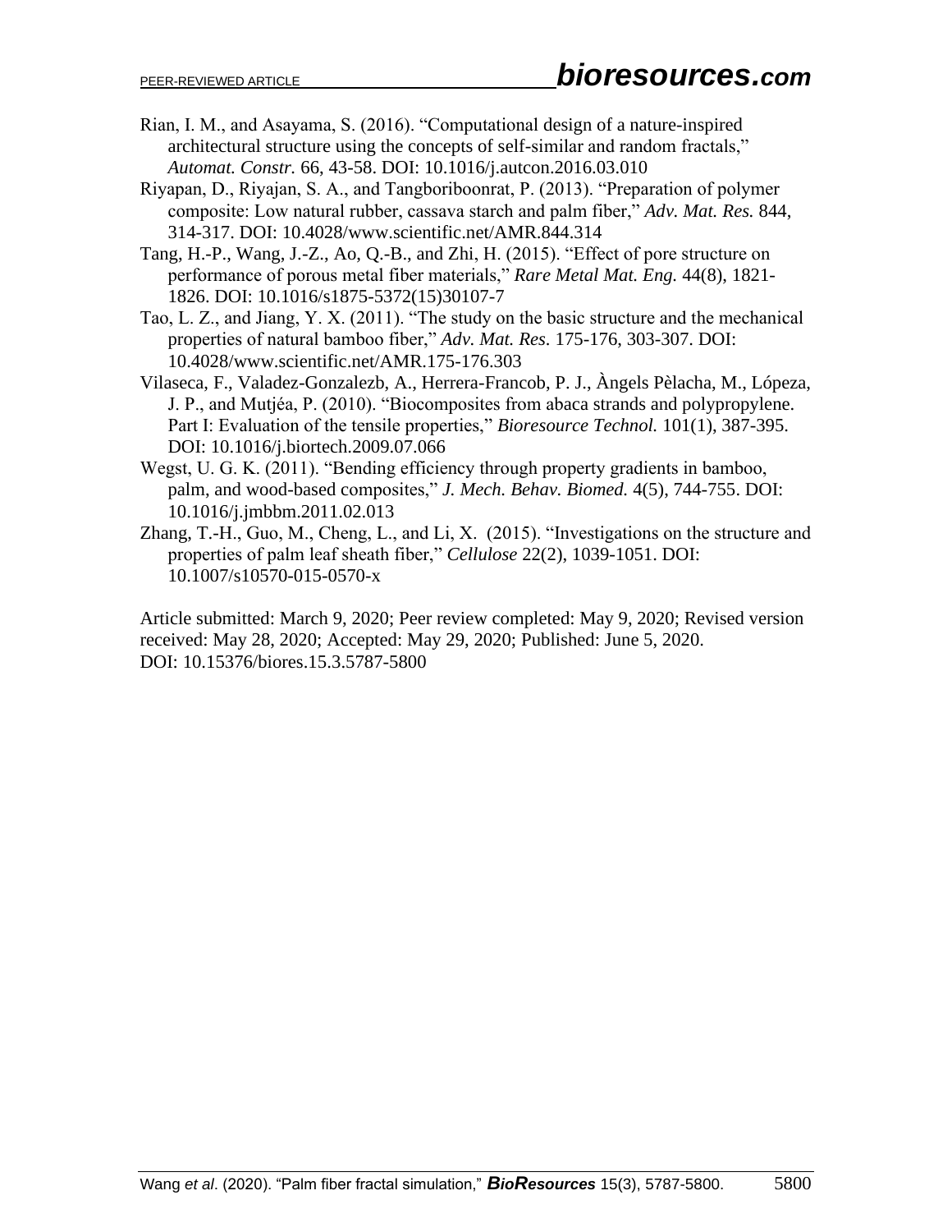Rian, I. M., and Asayama, S. (2016). "Computational design of a nature-inspired architectural structure using the concepts of self-similar and random fractals," *Automat. Constr.* 66, 43-58. DOI: 10.1016/j.autcon.2016.03.010

Riyapan, D., Riyajan, S. A., and Tangboriboonrat, P. (2013). "Preparation of polymer composite: Low natural rubber, cassava starch and palm fiber," *Adv. Mat. Res.* 844, 314-317. DOI: 10.4028/www.scientific.net/AMR.844.314

Tang, H.-P., Wang, J.-Z., Ao, Q.-B., and Zhi, H. (2015). "Effect of pore structure on performance of porous metal fiber materials," *Rare Metal Mat. Eng.* 44(8), 1821-1826. DOI: 10.1016/s1875-5372(15)30107-7

Tao, L. Z., and Jiang, Y. X. (2011). "The study on the basic structure and the mechanical properties of natural bamboo fiber," *Adv. Mat. Res*. 175-176, 303-307. DOI: 10.4028/www.scientific.net/AMR.175-176.303

Vilaseca, F., Valadez-Gonzalezb, A., Herrera-Francob, P. J., Àngels Pèlacha, M., Lópeza, J. P., and Mutjéa, P. (2010). "Biocomposites from abaca strands and polypropylene. Part I: Evaluation of the tensile properties," *Bioresource Technol.* 101(1), 387-395. DOI: 10.1016/j.biortech.2009.07.066

Wegst, U. G. K. (2011). "Bending efficiency through property gradients in bamboo, palm, and wood-based composites," *J. Mech. Behav. Biomed.* 4(5), 744-755. DOI: 10.1016/j.jmbbm.2011.02.013

Zhang, T.-H., Guo, M., Cheng, L., and Li, X. (2015). "Investigations on the structure and properties of palm leaf sheath fiber," *Cellulose* 22(2), 1039-1051. DOI: 10.1007/s10570-015-0570-x

Article submitted: March 9, 2020; Peer review completed: May 9, 2020; Revised version received: May 28, 2020; Accepted: May 29, 2020; Published: June 5, 2020.
DOI: 10.15376/biores.15.3.5787-5800